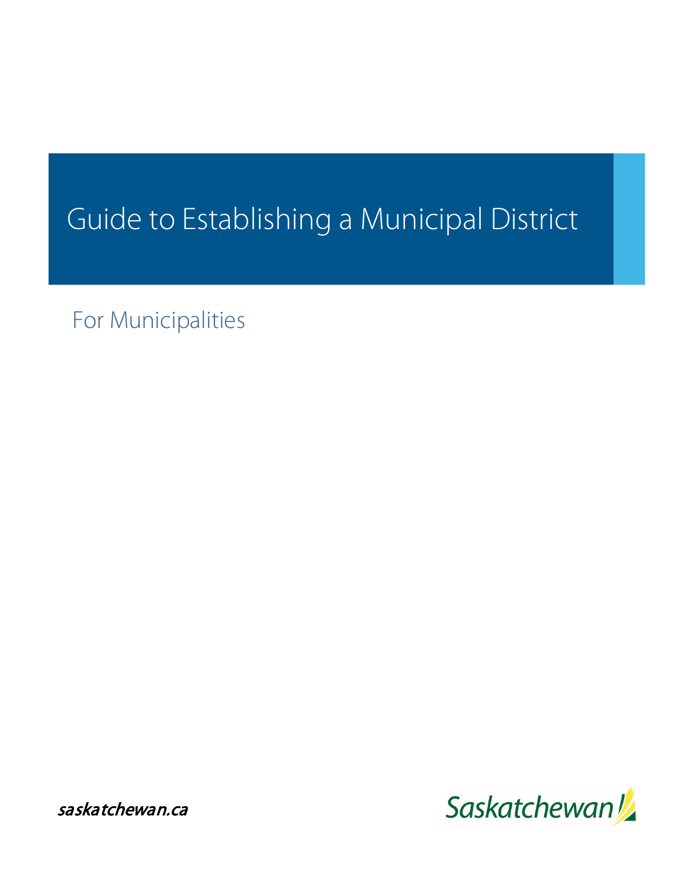# Guide to Establishing a Municipal District

For Municipalities

saskatchewan.ca

Saskatchewan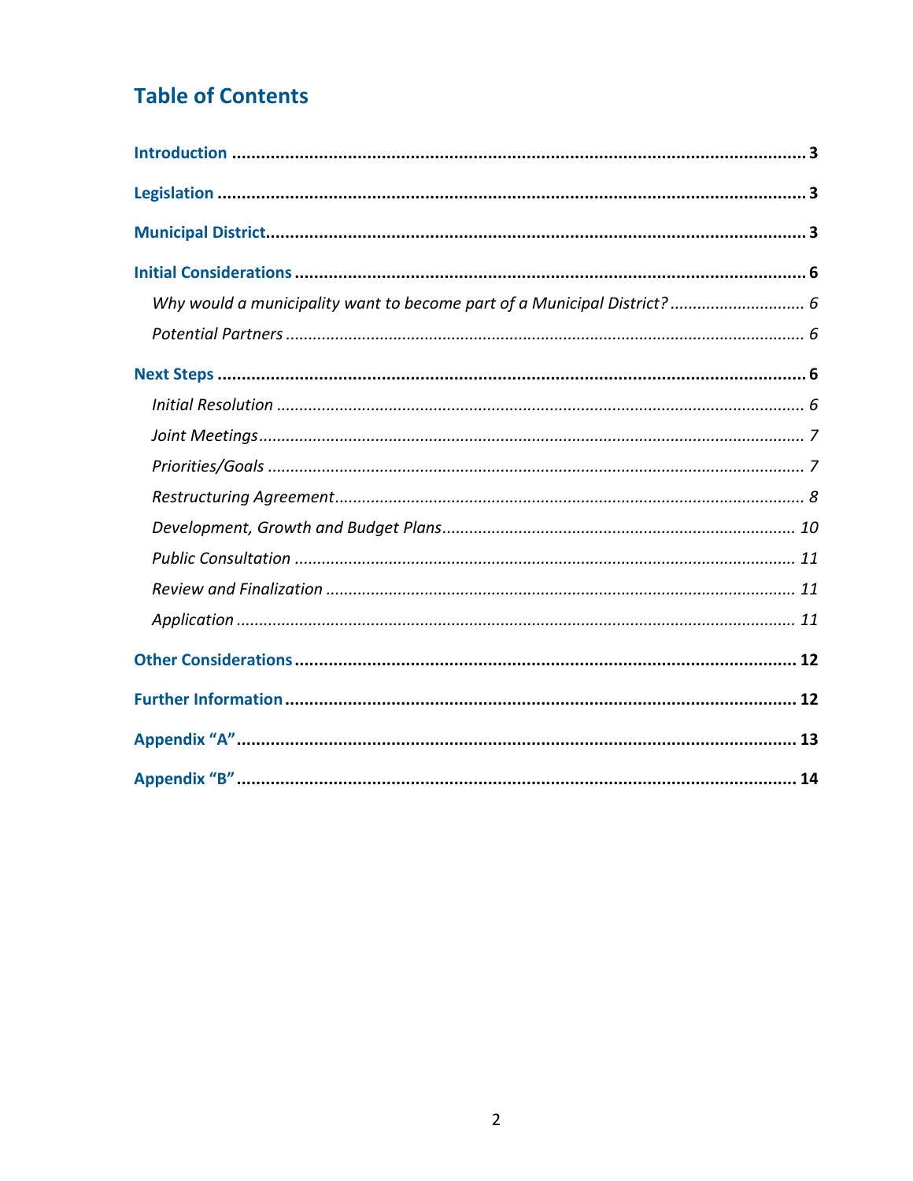## Table of Contents

**Introduction** ........................................................................................................... **3**

**Legislation** ............................................................................................................. **3**

**Municipal District** .................................................................................................... **3**

**Initial Considerations** .............................................................................................. **6**

*Why would a municipality want to become part of a Municipal District?* ............................ *6*

*Potential Partners* ..................................................................................................... *6*

**Next Steps** ............................................................................................................... **6**

*Initial Resolution* ...................................................................................................... *6*

*Joint Meetings* .......................................................................................................... *7*

*Priorities/Goals* ......................................................................................................... *7*

*Restructuring Agreement* ........................................................................................... *8*

*Development, Growth and Budget Plans* ..................................................................... *10*

*Public Consultation* ................................................................................................. *11*

*Review and Finalization* ........................................................................................... *11*

*Application* ............................................................................................................. *11*

**Other Considerations** ............................................................................................. **12**

**Further Information** ............................................................................................... **12**

**Appendix "A"** ......................................................................................................... **13**

**Appendix "B"** ......................................................................................................... **14**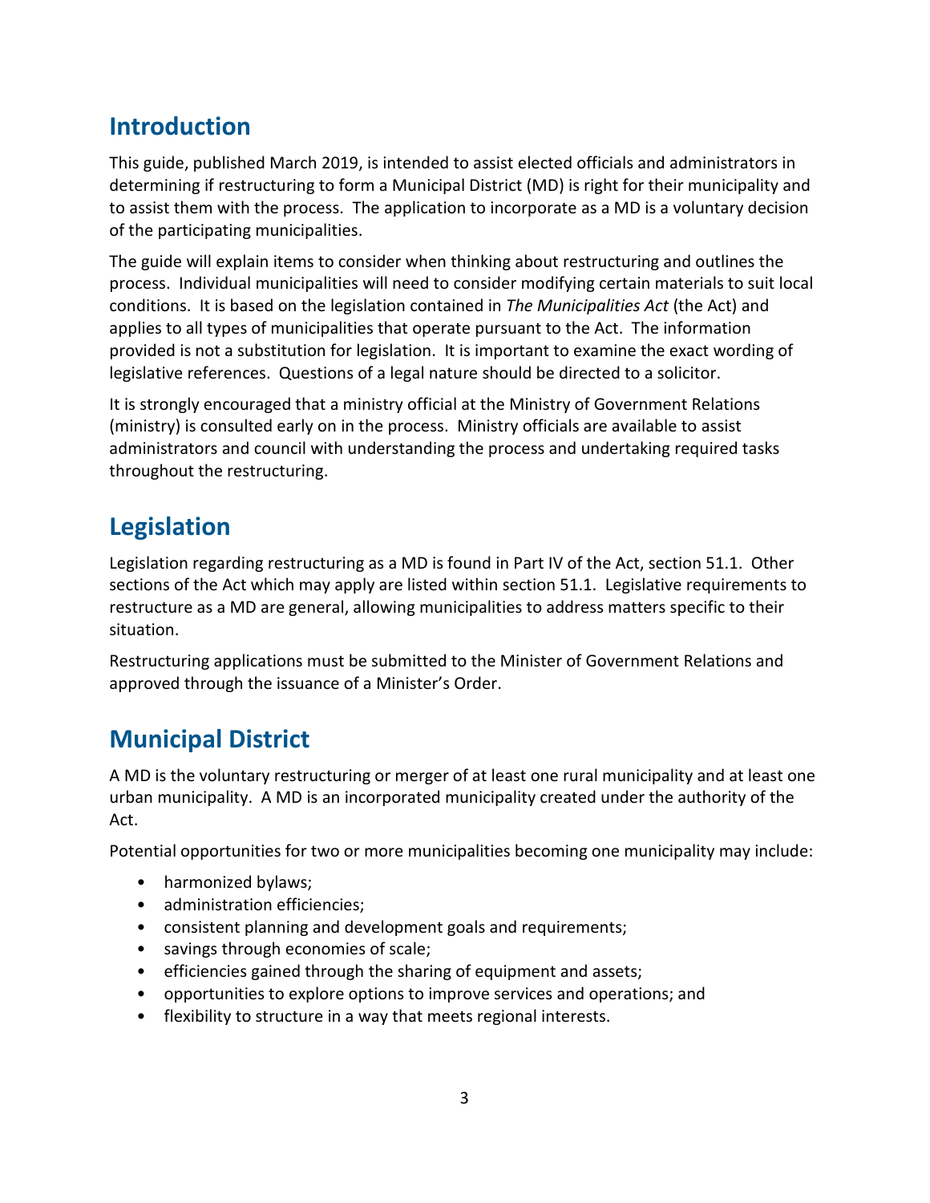## Introduction

This guide, published March 2019, is intended to assist elected officials and administrators in determining if restructuring to form a Municipal District (MD) is right for their municipality and to assist them with the process. The application to incorporate as a MD is a voluntary decision of the participating municipalities.

The guide will explain items to consider when thinking about restructuring and outlines the process. Individual municipalities will need to consider modifying certain materials to suit local conditions. It is based on the legislation contained in *The Municipalities Act* (the Act) and applies to all types of municipalities that operate pursuant to the Act. The information provided is not a substitution for legislation. It is important to examine the exact wording of legislative references. Questions of a legal nature should be directed to a solicitor.

It is strongly encouraged that a ministry official at the Ministry of Government Relations (ministry) is consulted early on in the process. Ministry officials are available to assist administrators and council with understanding the process and undertaking required tasks throughout the restructuring.

## Legislation

Legislation regarding restructuring as a MD is found in Part IV of the Act, section 51.1. Other sections of the Act which may apply are listed within section 51.1. Legislative requirements to restructure as a MD are general, allowing municipalities to address matters specific to their situation.

Restructuring applications must be submitted to the Minister of Government Relations and approved through the issuance of a Minister's Order.

## Municipal District

A MD is the voluntary restructuring or merger of at least one rural municipality and at least one urban municipality. A MD is an incorporated municipality created under the authority of the Act.

Potential opportunities for two or more municipalities becoming one municipality may include:

- harmonized bylaws;
- administration efficiencies;
- consistent planning and development goals and requirements;
- savings through economies of scale;
- efficiencies gained through the sharing of equipment and assets;
- opportunities to explore options to improve services and operations; and
- flexibility to structure in a way that meets regional interests.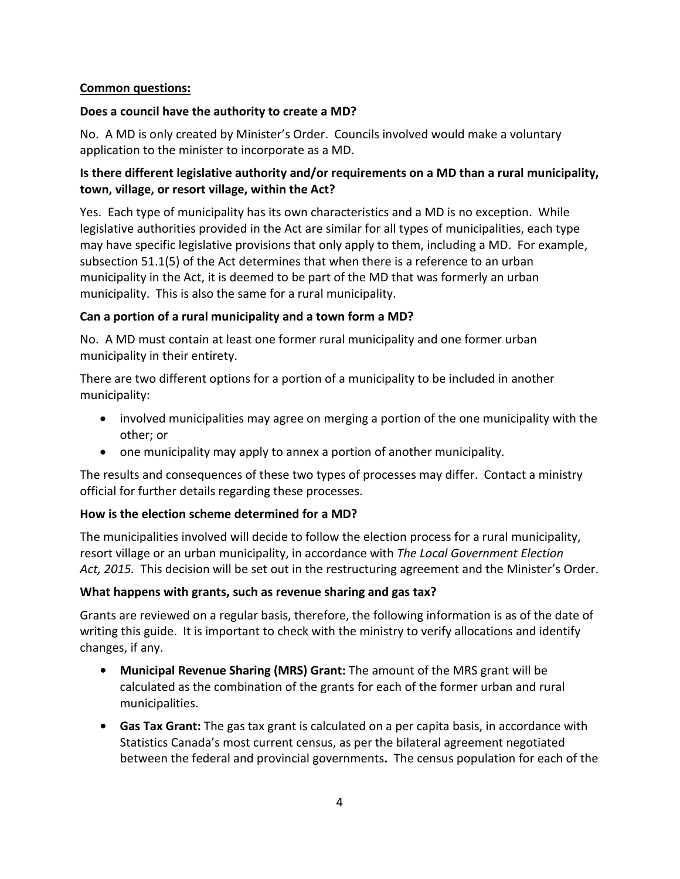## Common questions:

### Does a council have the authority to create a MD?

No. A MD is only created by Minister's Order. Councils involved would make a voluntary application to the minister to incorporate as a MD.

### Is there different legislative authority and/or requirements on a MD than a rural municipality, town, village, or resort village, within the Act?

Yes. Each type of municipality has its own characteristics and a MD is no exception. While legislative authorities provided in the Act are similar for all types of municipalities, each type may have specific legislative provisions that only apply to them, including a MD. For example, subsection 51.1(5) of the Act determines that when there is a reference to an urban municipality in the Act, it is deemed to be part of the MD that was formerly an urban municipality. This is also the same for a rural municipality.

### Can a portion of a rural municipality and a town form a MD?

No. A MD must contain at least one former rural municipality and one former urban municipality in their entirety.

There are two different options for a portion of a municipality to be included in another municipality:

- involved municipalities may agree on merging a portion of the one municipality with the other; or
- one municipality may apply to annex a portion of another municipality.

The results and consequences of these two types of processes may differ. Contact a ministry official for further details regarding these processes.

### How is the election scheme determined for a MD?

The municipalities involved will decide to follow the election process for a rural municipality, resort village or an urban municipality, in accordance with *The Local Government Election Act, 2015.* This decision will be set out in the restructuring agreement and the Minister's Order.

### What happens with grants, such as revenue sharing and gas tax?

Grants are reviewed on a regular basis, therefore, the following information is as of the date of writing this guide. It is important to check with the ministry to verify allocations and identify changes, if any.

- **Municipal Revenue Sharing (MRS) Grant:** The amount of the MRS grant will be calculated as the combination of the grants for each of the former urban and rural municipalities.
- **Gas Tax Grant:** The gas tax grant is calculated on a per capita basis, in accordance with Statistics Canada's most current census, as per the bilateral agreement negotiated between the federal and provincial governments**.** The census population for each of the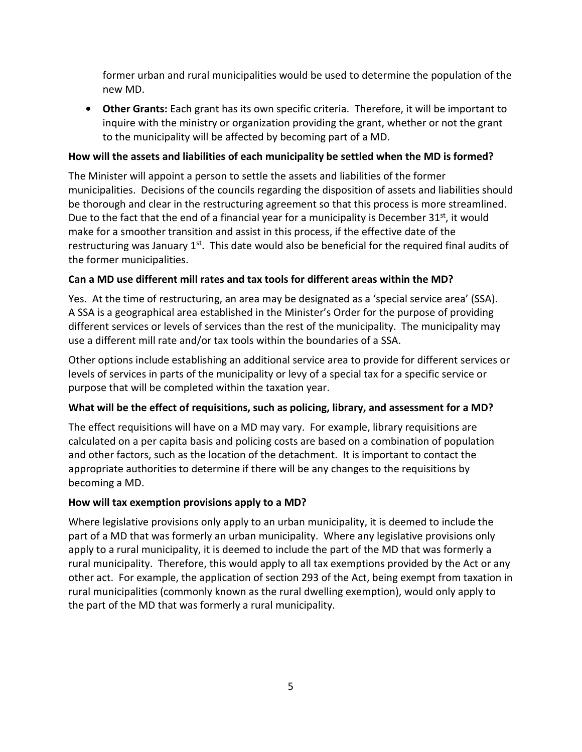former urban and rural municipalities would be used to determine the population of the new MD.

- **Other Grants:** Each grant has its own specific criteria. Therefore, it will be important to inquire with the ministry or organization providing the grant, whether or not the grant to the municipality will be affected by becoming part of a MD.

**How will the assets and liabilities of each municipality be settled when the MD is formed?**

The Minister will appoint a person to settle the assets and liabilities of the former municipalities. Decisions of the councils regarding the disposition of assets and liabilities should be thorough and clear in the restructuring agreement so that this process is more streamlined. Due to the fact that the end of a financial year for a municipality is December 31st, it would make for a smoother transition and assist in this process, if the effective date of the restructuring was January 1st. This date would also be beneficial for the required final audits of the former municipalities.

**Can a MD use different mill rates and tax tools for different areas within the MD?**

Yes. At the time of restructuring, an area may be designated as a 'special service area' (SSA). A SSA is a geographical area established in the Minister's Order for the purpose of providing different services or levels of services than the rest of the municipality. The municipality may use a different mill rate and/or tax tools within the boundaries of a SSA.

Other options include establishing an additional service area to provide for different services or levels of services in parts of the municipality or levy of a special tax for a specific service or purpose that will be completed within the taxation year.

**What will be the effect of requisitions, such as policing, library, and assessment for a MD?**

The effect requisitions will have on a MD may vary. For example, library requisitions are calculated on a per capita basis and policing costs are based on a combination of population and other factors, such as the location of the detachment. It is important to contact the appropriate authorities to determine if there will be any changes to the requisitions by becoming a MD.

**How will tax exemption provisions apply to a MD?**

Where legislative provisions only apply to an urban municipality, it is deemed to include the part of a MD that was formerly an urban municipality. Where any legislative provisions only apply to a rural municipality, it is deemed to include the part of the MD that was formerly a rural municipality. Therefore, this would apply to all tax exemptions provided by the Act or any other act. For example, the application of section 293 of the Act, being exempt from taxation in rural municipalities (commonly known as the rural dwelling exemption), would only apply to the part of the MD that was formerly a rural municipality.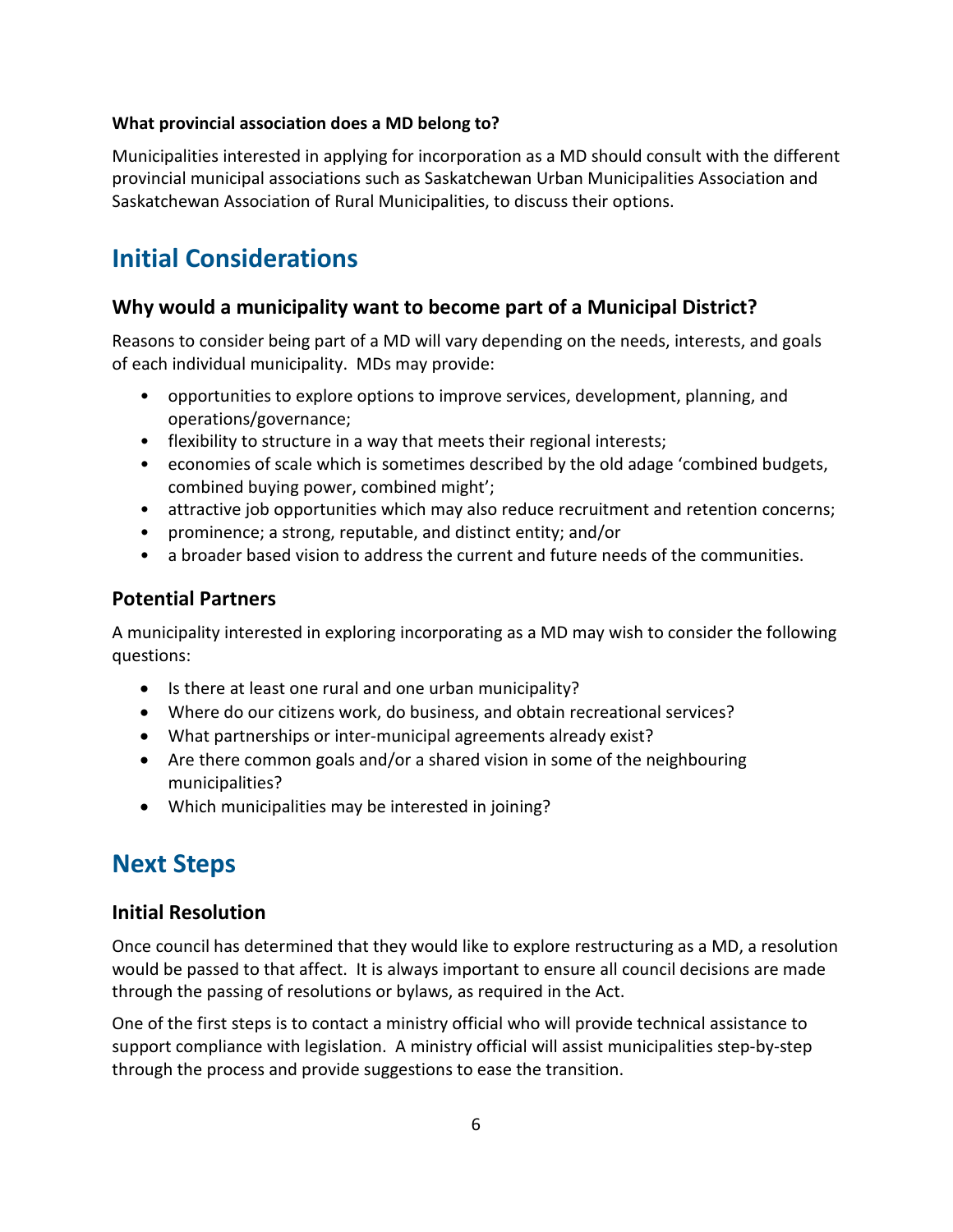**What provincial association does a MD belong to?**

Municipalities interested in applying for incorporation as a MD should consult with the different provincial municipal associations such as Saskatchewan Urban Municipalities Association and Saskatchewan Association of Rural Municipalities, to discuss their options.

# Initial Considerations

## Why would a municipality want to become part of a Municipal District?

Reasons to consider being part of a MD will vary depending on the needs, interests, and goals of each individual municipality. MDs may provide:

- opportunities to explore options to improve services, development, planning, and operations/governance;
- flexibility to structure in a way that meets their regional interests;
- economies of scale which is sometimes described by the old adage 'combined budgets, combined buying power, combined might';
- attractive job opportunities which may also reduce recruitment and retention concerns;
- prominence; a strong, reputable, and distinct entity; and/or
- a broader based vision to address the current and future needs of the communities.

## Potential Partners

A municipality interested in exploring incorporating as a MD may wish to consider the following questions:

- Is there at least one rural and one urban municipality?
- Where do our citizens work, do business, and obtain recreational services?
- What partnerships or inter-municipal agreements already exist?
- Are there common goals and/or a shared vision in some of the neighbouring municipalities?
- Which municipalities may be interested in joining?

# Next Steps

## Initial Resolution

Once council has determined that they would like to explore restructuring as a MD, a resolution would be passed to that affect. It is always important to ensure all council decisions are made through the passing of resolutions or bylaws, as required in the Act.

One of the first steps is to contact a ministry official who will provide technical assistance to support compliance with legislation. A ministry official will assist municipalities step-by-step through the process and provide suggestions to ease the transition.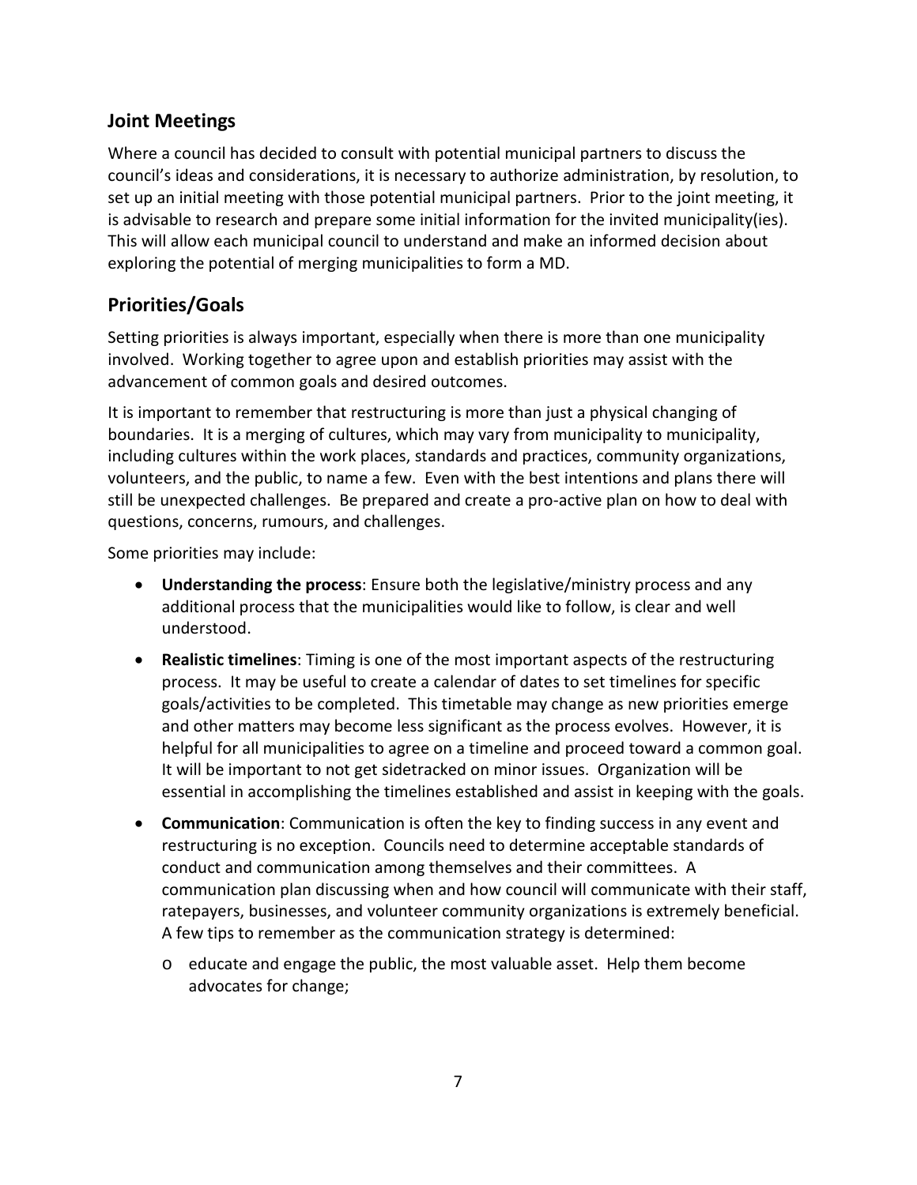## Joint Meetings

Where a council has decided to consult with potential municipal partners to discuss the council's ideas and considerations, it is necessary to authorize administration, by resolution, to set up an initial meeting with those potential municipal partners. Prior to the joint meeting, it is advisable to research and prepare some initial information for the invited municipality(ies). This will allow each municipal council to understand and make an informed decision about exploring the potential of merging municipalities to form a MD.

## Priorities/Goals

Setting priorities is always important, especially when there is more than one municipality involved. Working together to agree upon and establish priorities may assist with the advancement of common goals and desired outcomes.

It is important to remember that restructuring is more than just a physical changing of boundaries. It is a merging of cultures, which may vary from municipality to municipality, including cultures within the work places, standards and practices, community organizations, volunteers, and the public, to name a few. Even with the best intentions and plans there will still be unexpected challenges. Be prepared and create a pro-active plan on how to deal with questions, concerns, rumours, and challenges.

Some priorities may include:

- **Understanding the process**: Ensure both the legislative/ministry process and any additional process that the municipalities would like to follow, is clear and well understood.
- **Realistic timelines**: Timing is one of the most important aspects of the restructuring process. It may be useful to create a calendar of dates to set timelines for specific goals/activities to be completed. This timetable may change as new priorities emerge and other matters may become less significant as the process evolves. However, it is helpful for all municipalities to agree on a timeline and proceed toward a common goal. It will be important to not get sidetracked on minor issues. Organization will be essential in accomplishing the timelines established and assist in keeping with the goals.
- **Communication**: Communication is often the key to finding success in any event and restructuring is no exception. Councils need to determine acceptable standards of conduct and communication among themselves and their committees. A communication plan discussing when and how council will communicate with their staff, ratepayers, businesses, and volunteer community organizations is extremely beneficial. A few tips to remember as the communication strategy is determined:
  - educate and engage the public, the most valuable asset. Help them become advocates for change;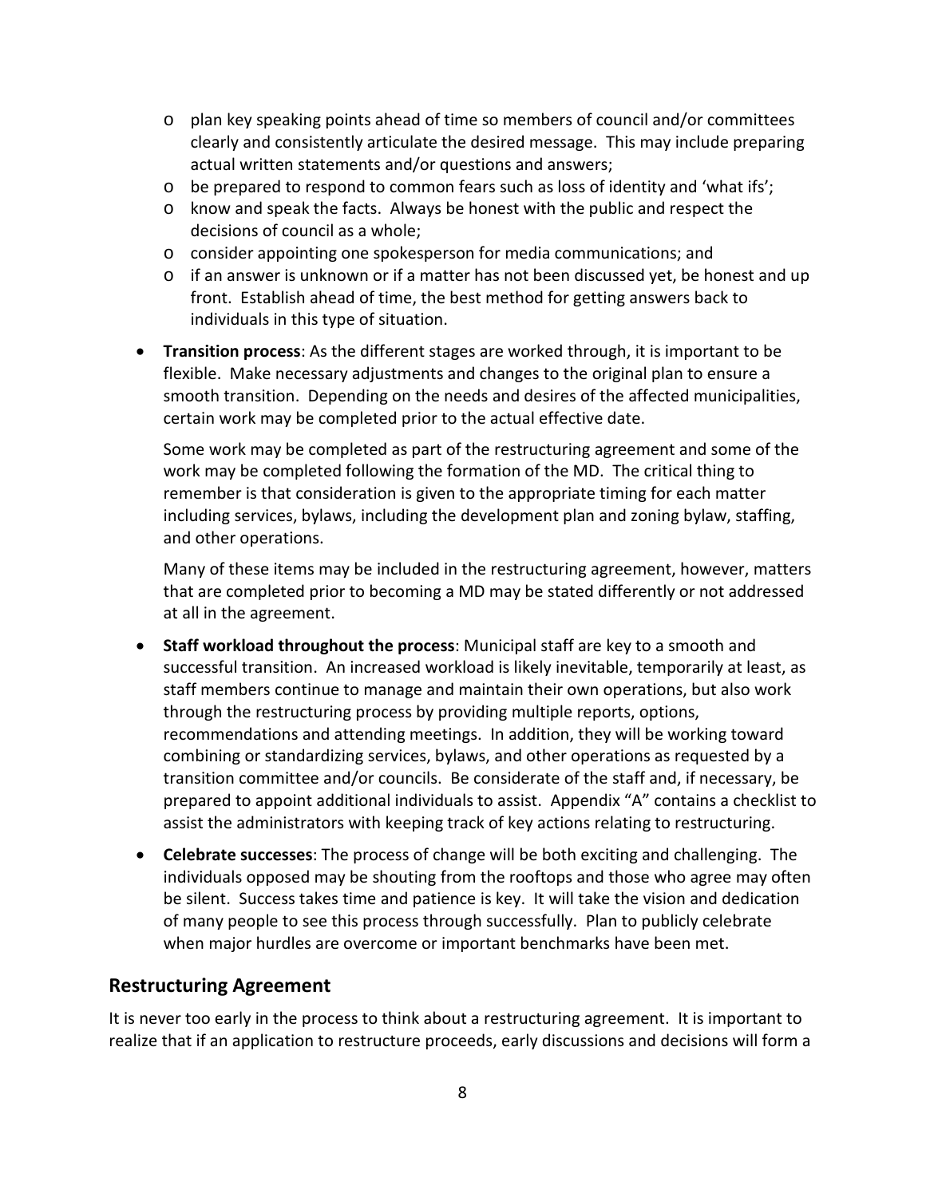- plan key speaking points ahead of time so members of council and/or committees clearly and consistently articulate the desired message. This may include preparing actual written statements and/or questions and answers;
  - be prepared to respond to common fears such as loss of identity and 'what ifs';
  - know and speak the facts. Always be honest with the public and respect the decisions of council as a whole;
  - consider appointing one spokesperson for media communications; and
  - if an answer is unknown or if a matter has not been discussed yet, be honest and up front. Establish ahead of time, the best method for getting answers back to individuals in this type of situation.

- **Transition process**: As the different stages are worked through, it is important to be flexible. Make necessary adjustments and changes to the original plan to ensure a smooth transition. Depending on the needs and desires of the affected municipalities, certain work may be completed prior to the actual effective date.

  Some work may be completed as part of the restructuring agreement and some of the work may be completed following the formation of the MD. The critical thing to remember is that consideration is given to the appropriate timing for each matter including services, bylaws, including the development plan and zoning bylaw, staffing, and other operations.

  Many of these items may be included in the restructuring agreement, however, matters that are completed prior to becoming a MD may be stated differently or not addressed at all in the agreement.

- **Staff workload throughout the process**: Municipal staff are key to a smooth and successful transition. An increased workload is likely inevitable, temporarily at least, as staff members continue to manage and maintain their own operations, but also work through the restructuring process by providing multiple reports, options, recommendations and attending meetings. In addition, they will be working toward combining or standardizing services, bylaws, and other operations as requested by a transition committee and/or councils. Be considerate of the staff and, if necessary, be prepared to appoint additional individuals to assist. Appendix "A" contains a checklist to assist the administrators with keeping track of key actions relating to restructuring.

- **Celebrate successes**: The process of change will be both exciting and challenging. The individuals opposed may be shouting from the rooftops and those who agree may often be silent. Success takes time and patience is key. It will take the vision and dedication of many people to see this process through successfully. Plan to publicly celebrate when major hurdles are overcome or important benchmarks have been met.

## Restructuring Agreement

It is never too early in the process to think about a restructuring agreement. It is important to realize that if an application to restructure proceeds, early discussions and decisions will form a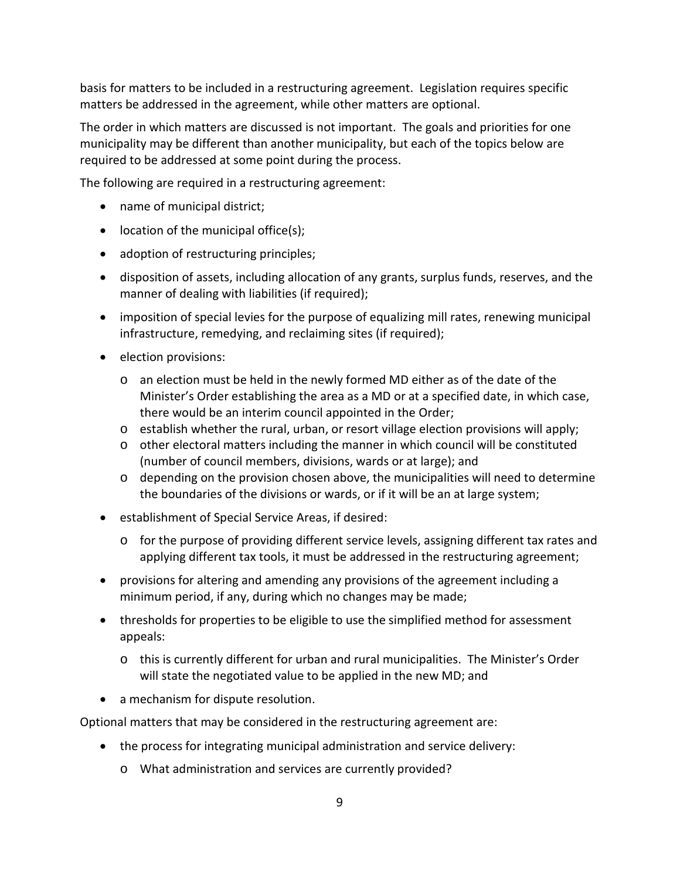basis for matters to be included in a restructuring agreement. Legislation requires specific matters be addressed in the agreement, while other matters are optional.

The order in which matters are discussed is not important. The goals and priorities for one municipality may be different than another municipality, but each of the topics below are required to be addressed at some point during the process.

The following are required in a restructuring agreement:

- name of municipal district;
- location of the municipal office(s);
- adoption of restructuring principles;
- disposition of assets, including allocation of any grants, surplus funds, reserves, and the manner of dealing with liabilities (if required);
- imposition of special levies for the purpose of equalizing mill rates, renewing municipal infrastructure, remedying, and reclaiming sites (if required);
- election provisions:
  - an election must be held in the newly formed MD either as of the date of the Minister's Order establishing the area as a MD or at a specified date, in which case, there would be an interim council appointed in the Order;
  - establish whether the rural, urban, or resort village election provisions will apply;
  - other electoral matters including the manner in which council will be constituted (number of council members, divisions, wards or at large); and
  - depending on the provision chosen above, the municipalities will need to determine the boundaries of the divisions or wards, or if it will be an at large system;
- establishment of Special Service Areas, if desired:
  - for the purpose of providing different service levels, assigning different tax rates and applying different tax tools, it must be addressed in the restructuring agreement;
- provisions for altering and amending any provisions of the agreement including a minimum period, if any, during which no changes may be made;
- thresholds for properties to be eligible to use the simplified method for assessment appeals:
  - this is currently different for urban and rural municipalities. The Minister's Order will state the negotiated value to be applied in the new MD; and
- a mechanism for dispute resolution.

Optional matters that may be considered in the restructuring agreement are:

- the process for integrating municipal administration and service delivery:
  - What administration and services are currently provided?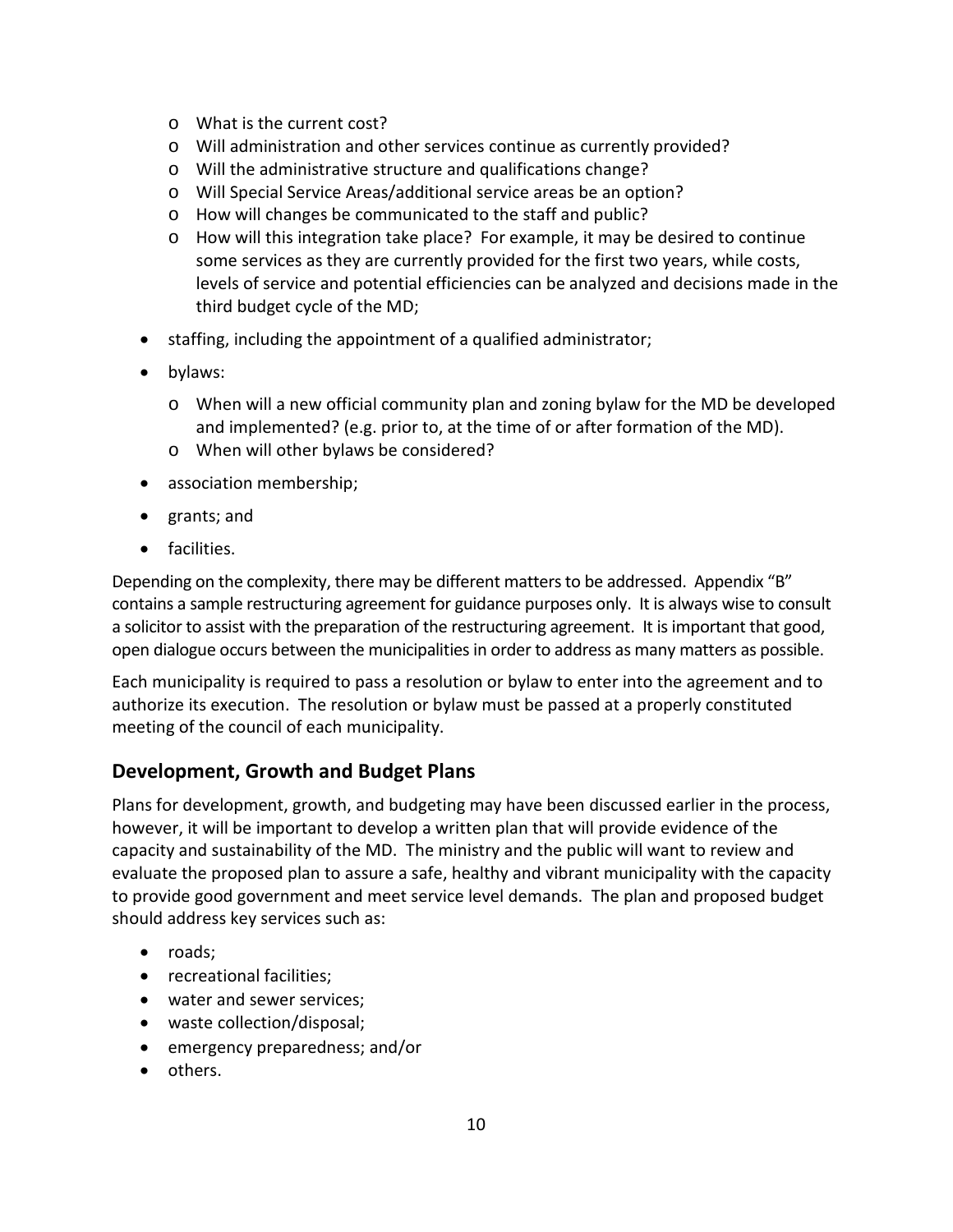- What is the current cost?
  - Will administration and other services continue as currently provided?
  - Will the administrative structure and qualifications change?
  - Will Special Service Areas/additional service areas be an option?
  - How will changes be communicated to the staff and public?
  - How will this integration take place? For example, it may be desired to continue some services as they are currently provided for the first two years, while costs, levels of service and potential efficiencies can be analyzed and decisions made in the third budget cycle of the MD;
- staffing, including the appointment of a qualified administrator;
- bylaws:
  - When will a new official community plan and zoning bylaw for the MD be developed and implemented? (e.g. prior to, at the time of or after formation of the MD).
  - When will other bylaws be considered?
- association membership;
- grants; and
- facilities.

Depending on the complexity, there may be different matters to be addressed. Appendix "B" contains a sample restructuring agreement for guidance purposes only. It is always wise to consult a solicitor to assist with the preparation of the restructuring agreement. It is important that good, open dialogue occurs between the municipalities in order to address as many matters as possible.

Each municipality is required to pass a resolution or bylaw to enter into the agreement and to authorize its execution. The resolution or bylaw must be passed at a properly constituted meeting of the council of each municipality.

## Development, Growth and Budget Plans

Plans for development, growth, and budgeting may have been discussed earlier in the process, however, it will be important to develop a written plan that will provide evidence of the capacity and sustainability of the MD. The ministry and the public will want to review and evaluate the proposed plan to assure a safe, healthy and vibrant municipality with the capacity to provide good government and meet service level demands. The plan and proposed budget should address key services such as:

- roads;
- recreational facilities;
- water and sewer services;
- waste collection/disposal;
- emergency preparedness; and/or
- others.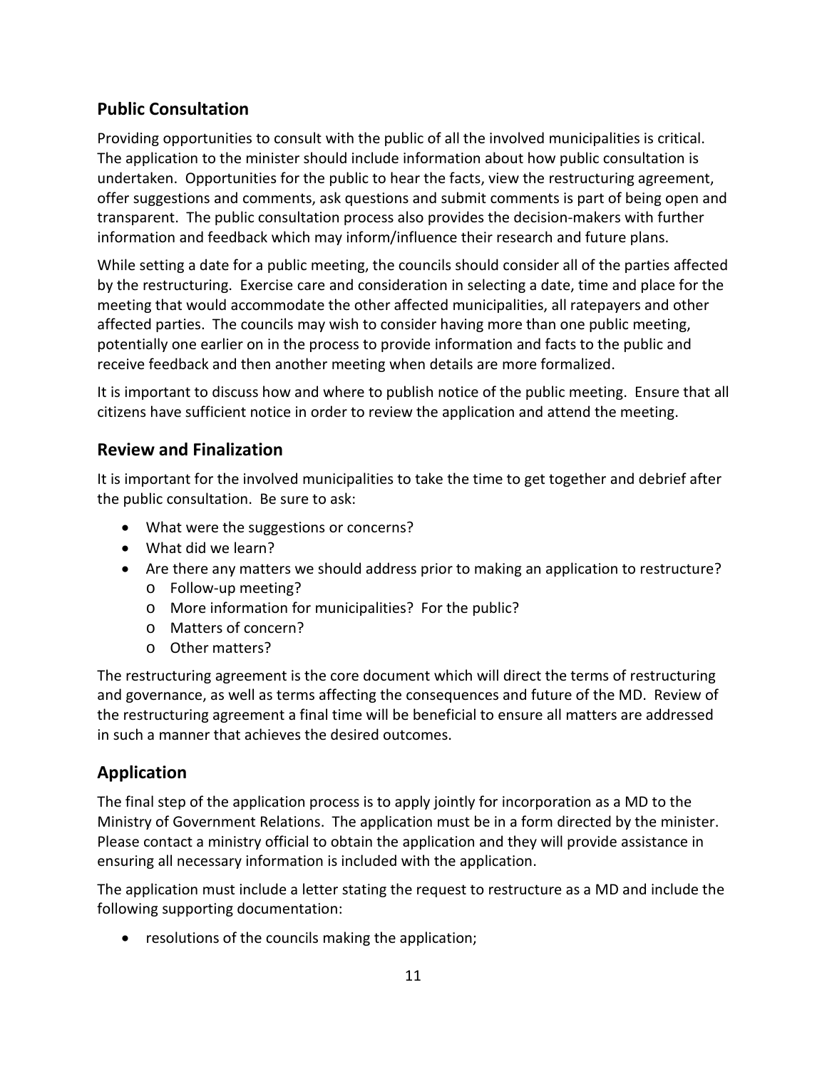## Public Consultation

Providing opportunities to consult with the public of all the involved municipalities is critical. The application to the minister should include information about how public consultation is undertaken. Opportunities for the public to hear the facts, view the restructuring agreement, offer suggestions and comments, ask questions and submit comments is part of being open and transparent. The public consultation process also provides the decision-makers with further information and feedback which may inform/influence their research and future plans.

While setting a date for a public meeting, the councils should consider all of the parties affected by the restructuring. Exercise care and consideration in selecting a date, time and place for the meeting that would accommodate the other affected municipalities, all ratepayers and other affected parties. The councils may wish to consider having more than one public meeting, potentially one earlier on in the process to provide information and facts to the public and receive feedback and then another meeting when details are more formalized.

It is important to discuss how and where to publish notice of the public meeting. Ensure that all citizens have sufficient notice in order to review the application and attend the meeting.

## Review and Finalization

It is important for the involved municipalities to take the time to get together and debrief after the public consultation. Be sure to ask:

- What were the suggestions or concerns?
- What did we learn?
- Are there any matters we should address prior to making an application to restructure?
  - Follow-up meeting?
  - More information for municipalities? For the public?
  - Matters of concern?
  - Other matters?

The restructuring agreement is the core document which will direct the terms of restructuring and governance, as well as terms affecting the consequences and future of the MD. Review of the restructuring agreement a final time will be beneficial to ensure all matters are addressed in such a manner that achieves the desired outcomes.

## Application

The final step of the application process is to apply jointly for incorporation as a MD to the Ministry of Government Relations. The application must be in a form directed by the minister. Please contact a ministry official to obtain the application and they will provide assistance in ensuring all necessary information is included with the application.

The application must include a letter stating the request to restructure as a MD and include the following supporting documentation:

- resolutions of the councils making the application;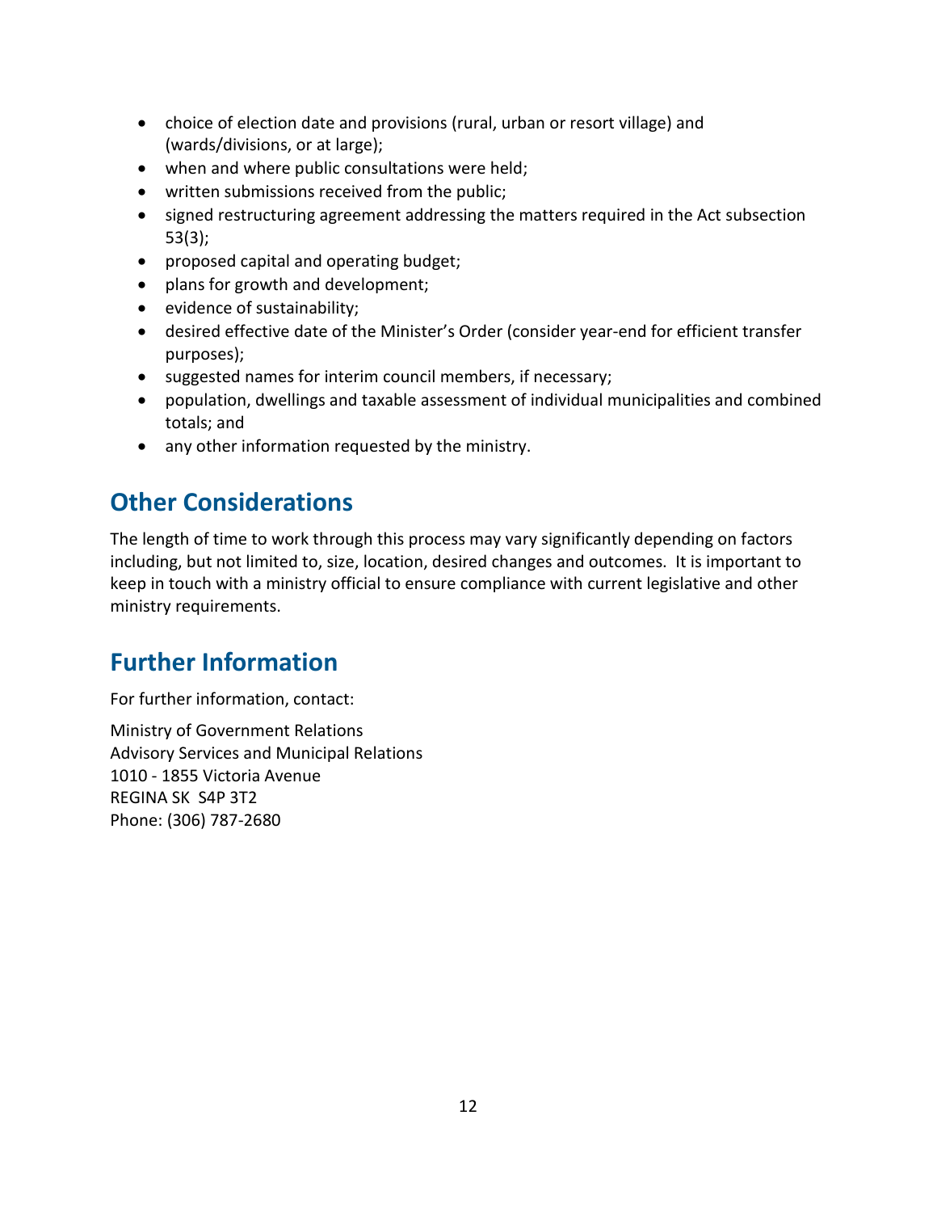- choice of election date and provisions (rural, urban or resort village) and (wards/divisions, or at large);
- when and where public consultations were held;
- written submissions received from the public;
- signed restructuring agreement addressing the matters required in the Act subsection 53(3);
- proposed capital and operating budget;
- plans for growth and development;
- evidence of sustainability;
- desired effective date of the Minister's Order (consider year-end for efficient transfer purposes);
- suggested names for interim council members, if necessary;
- population, dwellings and taxable assessment of individual municipalities and combined totals; and
- any other information requested by the ministry.

## Other Considerations

The length of time to work through this process may vary significantly depending on factors including, but not limited to, size, location, desired changes and outcomes. It is important to keep in touch with a ministry official to ensure compliance with current legislative and other ministry requirements.

## Further Information

For further information, contact:

Ministry of Government Relations
Advisory Services and Municipal Relations
1010 - 1855 Victoria Avenue
REGINA SK S4P 3T2
Phone: (306) 787-2680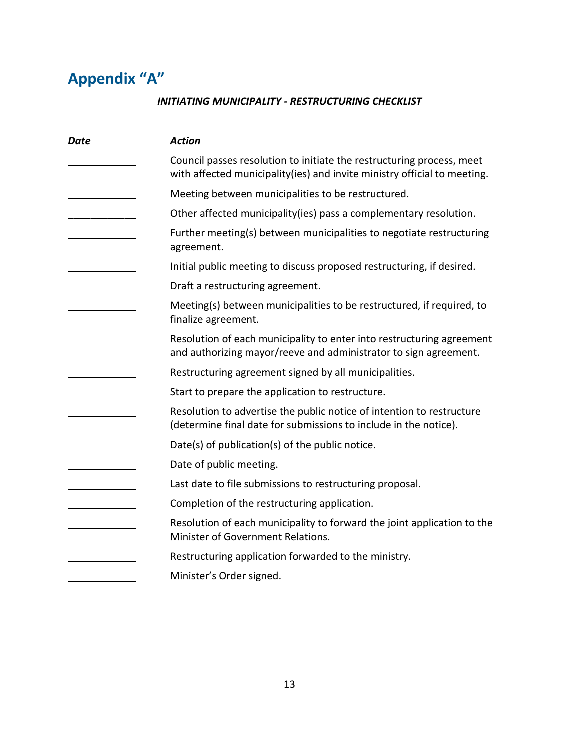# Appendix "A"

***INITIATING MUNICIPALITY - RESTRUCTURING CHECKLIST***

| ***Date*** | ***Action*** |
|---|---|
| ____________ | Council passes resolution to initiate the restructuring process, meet with affected municipality(ies) and invite ministry official to meeting. |
| ____________ | Meeting between municipalities to be restructured. |
| ____________ | Other affected municipality(ies) pass a complementary resolution. |
| ____________ | Further meeting(s) between municipalities to negotiate restructuring agreement. |
| ____________ | Initial public meeting to discuss proposed restructuring, if desired. |
| ____________ | Draft a restructuring agreement. |
| ____________ | Meeting(s) between municipalities to be restructured, if required, to finalize agreement. |
| ____________ | Resolution of each municipality to enter into restructuring agreement and authorizing mayor/reeve and administrator to sign agreement. |
| ____________ | Restructuring agreement signed by all municipalities. |
| ____________ | Start to prepare the application to restructure. |
| ____________ | Resolution to advertise the public notice of intention to restructure (determine final date for submissions to include in the notice). |
| ____________ | Date(s) of publication(s) of the public notice. |
| ____________ | Date of public meeting. |
| ____________ | Last date to file submissions to restructuring proposal. |
| ____________ | Completion of the restructuring application. |
| ____________ | Resolution of each municipality to forward the joint application to the Minister of Government Relations. |
| ____________ | Restructuring application forwarded to the ministry. |
| ____________ | Minister's Order signed. |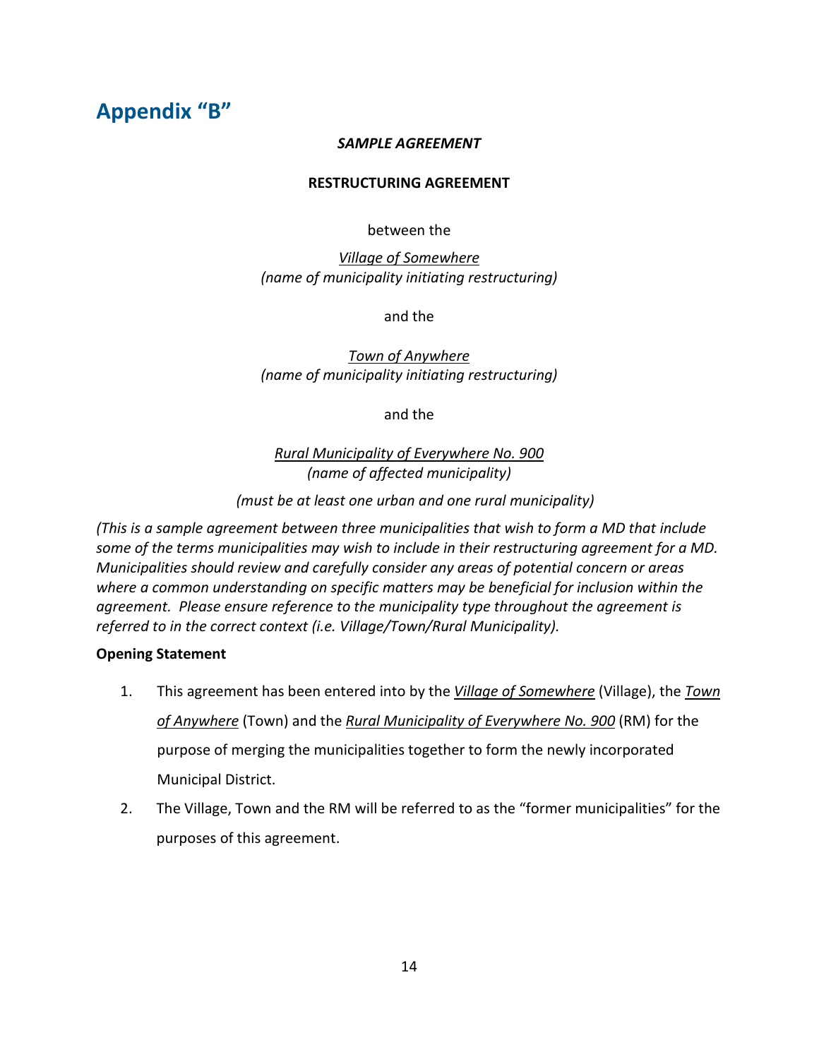## Appendix "B"

***SAMPLE AGREEMENT***

**RESTRUCTURING AGREEMENT**

between the

<u>*Village of Somewhere*</u>
*(name of municipality initiating restructuring)*

and the

<u>*Town of Anywhere*</u>
*(name of municipality initiating restructuring)*

and the

<u>*Rural Municipality of Everywhere No. 900*</u>
*(name of affected municipality)*

*(must be at least one urban and one rural municipality)*

*(This is a sample agreement between three municipalities that wish to form a MD that include some of the terms municipalities may wish to include in their restructuring agreement for a MD. Municipalities should review and carefully consider any areas of potential concern or areas where a common understanding on specific matters may be beneficial for inclusion within the agreement. Please ensure reference to the municipality type throughout the agreement is referred to in the correct context (i.e. Village/Town/Rural Municipality).*

**Opening Statement**

1. This agreement has been entered into by the <u>*Village of Somewhere*</u> (Village), the <u>*Town of Anywhere*</u> (Town) and the <u>*Rural Municipality of Everywhere No. 900*</u> (RM) for the purpose of merging the municipalities together to form the newly incorporated Municipal District.
2. The Village, Town and the RM will be referred to as the "former municipalities" for the purposes of this agreement.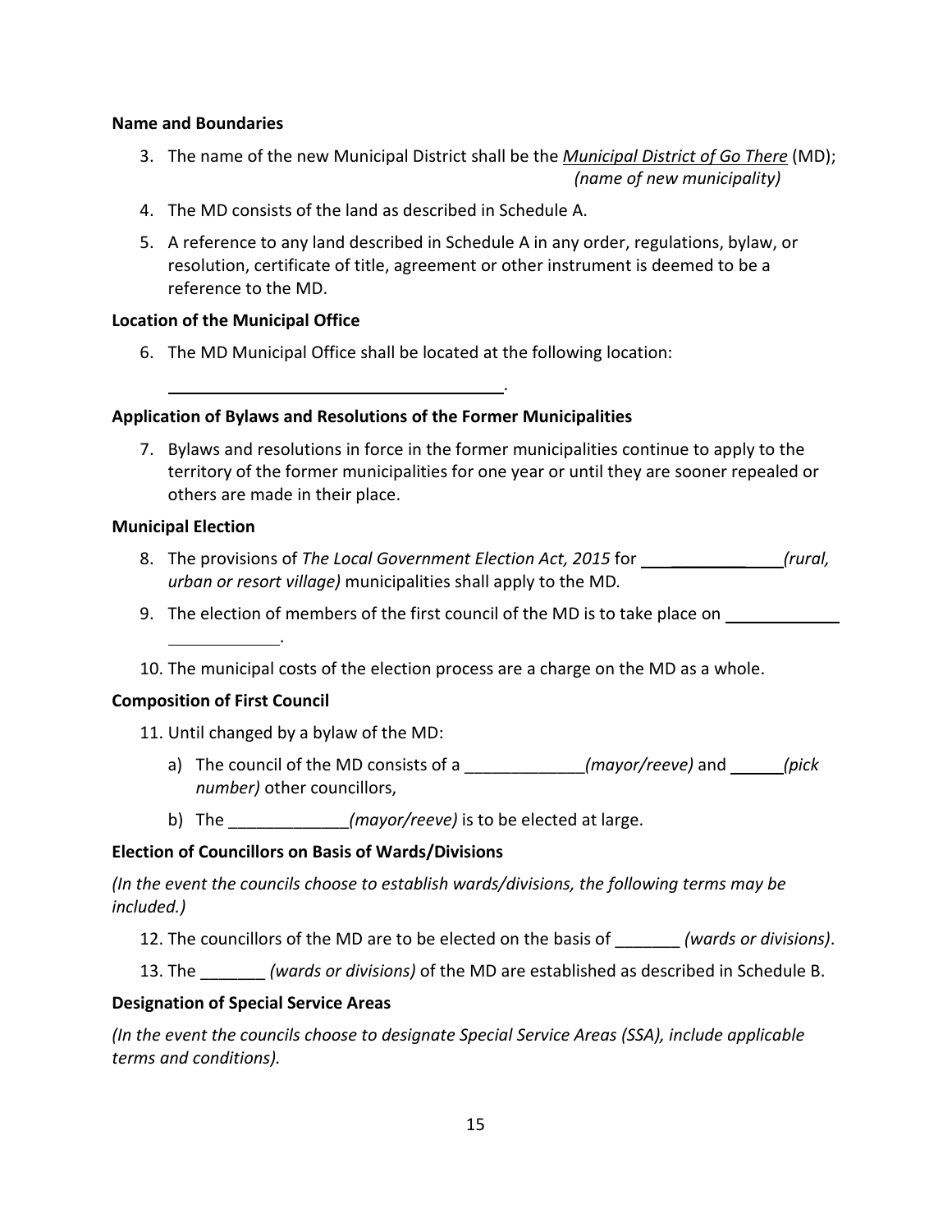**Name and Boundaries**

3. The name of the new Municipal District shall be the *Municipal District of Go There* (MD);
   *(name of new municipality)*
4. The MD consists of the land as described in Schedule A.
5. A reference to any land described in Schedule A in any order, regulations, bylaw, or resolution, certificate of title, agreement or other instrument is deemed to be a reference to the MD.

**Location of the Municipal Office**

6. The MD Municipal Office shall be located at the following location:

   ______________________________________.

**Application of Bylaws and Resolutions of the Former Municipalities**

7. Bylaws and resolutions in force in the former municipalities continue to apply to the territory of the former municipalities for one year or until they are sooner repealed or others are made in their place.

**Municipal Election**

8. The provisions of *The Local Government Election Act, 2015* for ______________ *(rural, urban or resort village)* municipalities shall apply to the MD*.*
9. The election of members of the first council of the MD is to take place on _____________ _____________.
10. The municipal costs of the election process are a charge on the MD as a whole.

**Composition of First Council**

11. Until changed by a bylaw of the MD:
    a) The council of the MD consists of a _____________*(mayor/reeve)* and ______*(pick number)* other councillors,
    b) The _____________*(mayor/reeve)* is to be elected at large.

**Election of Councillors on Basis of Wards/Divisions**

*(In the event the councils choose to establish wards/divisions, the following terms may be included.)*

12. The councillors of the MD are to be elected on the basis of _______ *(wards or divisions)*.
13. The _______ *(wards or divisions)* of the MD are established as described in Schedule B.

**Designation of Special Service Areas**

*(In the event the councils choose to designate Special Service Areas (SSA), include applicable terms and conditions).*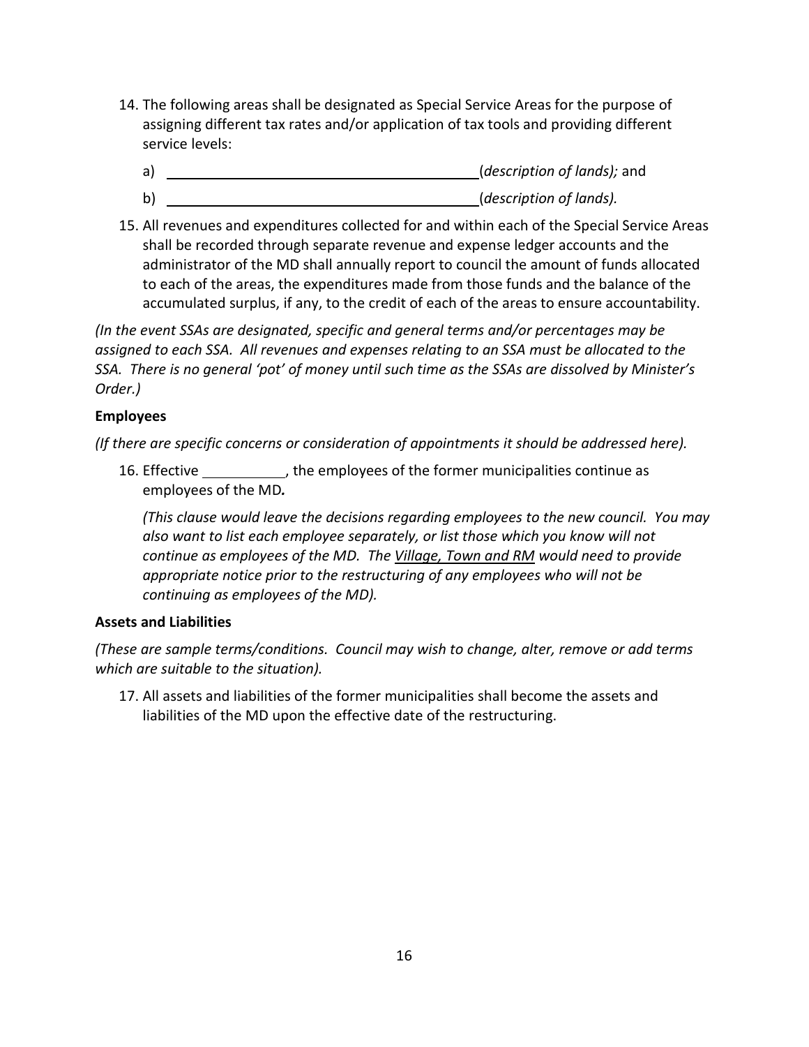14. The following areas shall be designated as Special Service Areas for the purpose of assigning different tax rates and/or application of tax tools and providing different service levels:

    a) ________________________________________ (*description of lands);* and

    b) ________________________________________ (*description of lands).*

15. All revenues and expenditures collected for and within each of the Special Service Areas shall be recorded through separate revenue and expense ledger accounts and the administrator of the MD shall annually report to council the amount of funds allocated to each of the areas, the expenditures made from those funds and the balance of the accumulated surplus, if any, to the credit of each of the areas to ensure accountability.

*(In the event SSAs are designated, specific and general terms and/or percentages may be assigned to each SSA. All revenues and expenses relating to an SSA must be allocated to the SSA. There is no general 'pot' of money until such time as the SSAs are dissolved by Minister's Order.)*

**Employees**

*(If there are specific concerns or consideration of appointments it should be addressed here).*

16. Effective __________, the employees of the former municipalities continue as employees of the MD*.*

    *(This clause would leave the decisions regarding employees to the new council. You may also want to list each employee separately, or list those which you know will not continue as employees of the MD. The <u>Village, Town and RM</u> would need to provide appropriate notice prior to the restructuring of any employees who will not be continuing as employees of the MD).*

**Assets and Liabilities**

*(These are sample terms/conditions. Council may wish to change, alter, remove or add terms which are suitable to the situation).*

17. All assets and liabilities of the former municipalities shall become the assets and liabilities of the MD upon the effective date of the restructuring.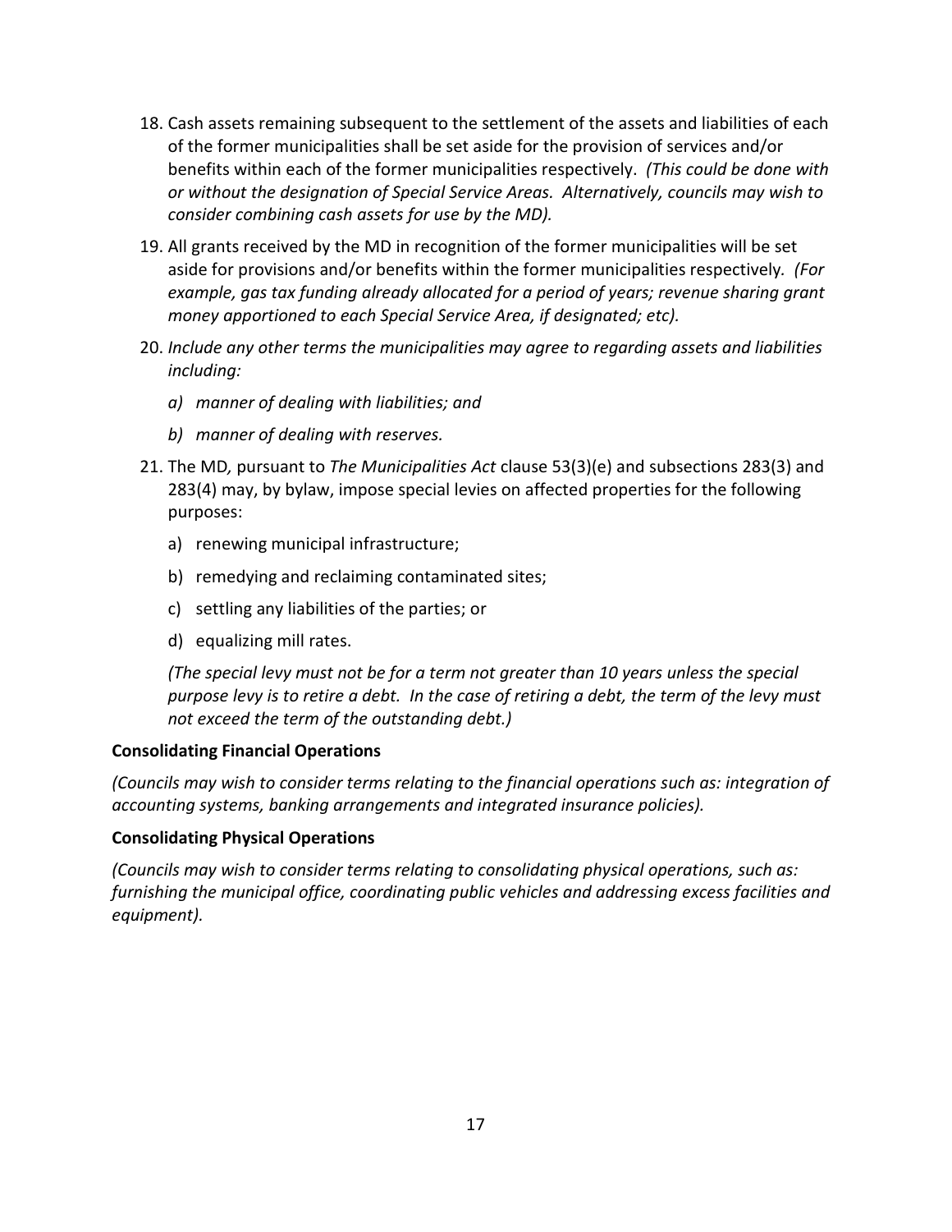18. Cash assets remaining subsequent to the settlement of the assets and liabilities of each of the former municipalities shall be set aside for the provision of services and/or benefits within each of the former municipalities respectively. *(This could be done with or without the designation of Special Service Areas. Alternatively, councils may wish to consider combining cash assets for use by the MD).*

19. All grants received by the MD in recognition of the former municipalities will be set aside for provisions and/or benefits within the former municipalities respectively. *(For example, gas tax funding already allocated for a period of years; revenue sharing grant money apportioned to each Special Service Area, if designated; etc).*

20. *Include any other terms the municipalities may agree to regarding assets and liabilities including:*

    *a) manner of dealing with liabilities; and*

    *b) manner of dealing with reserves.*

21. The MD, pursuant to *The Municipalities Act* clause 53(3)(e) and subsections 283(3) and 283(4) may, by bylaw, impose special levies on affected properties for the following purposes:

    a) renewing municipal infrastructure;

    b) remedying and reclaiming contaminated sites;

    c) settling any liabilities of the parties; or

    d) equalizing mill rates.

    *(The special levy must not be for a term not greater than 10 years unless the special purpose levy is to retire a debt. In the case of retiring a debt, the term of the levy must not exceed the term of the outstanding debt.)*

**Consolidating Financial Operations**

*(Councils may wish to consider terms relating to the financial operations such as: integration of accounting systems, banking arrangements and integrated insurance policies).*

**Consolidating Physical Operations**

*(Councils may wish to consider terms relating to consolidating physical operations, such as: furnishing the municipal office, coordinating public vehicles and addressing excess facilities and equipment).*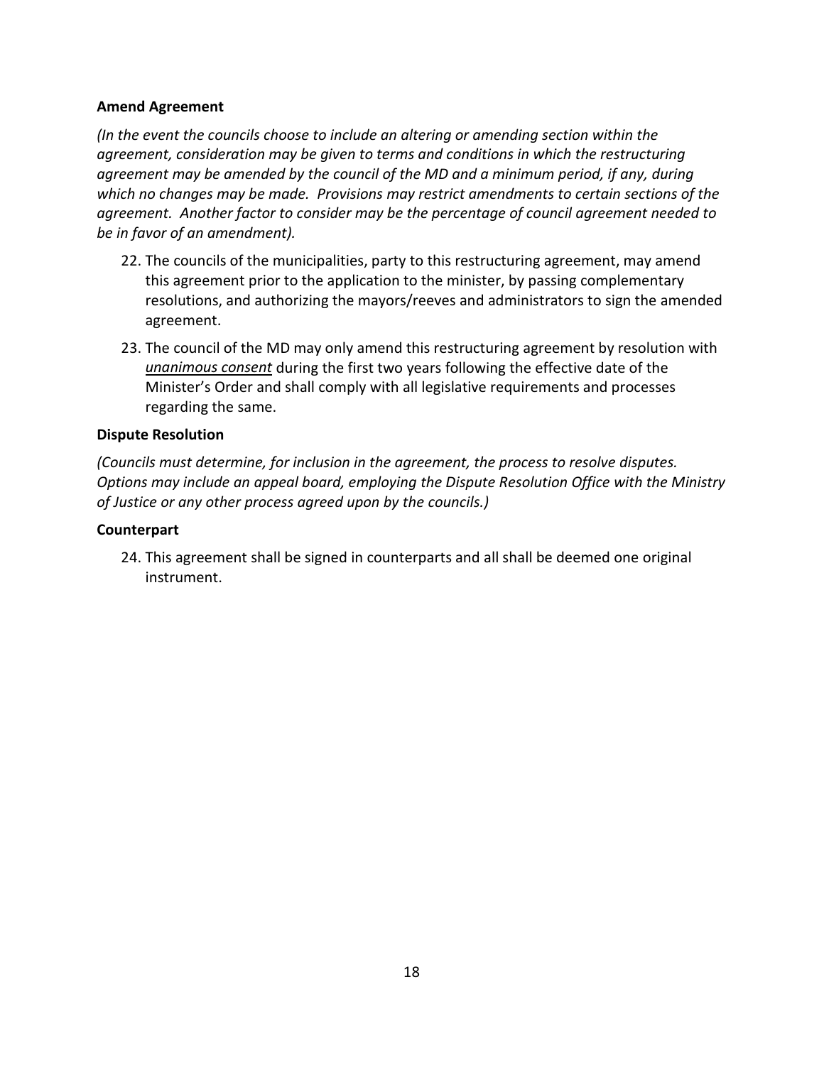**Amend Agreement**

*(In the event the councils choose to include an altering or amending section within the agreement, consideration may be given to terms and conditions in which the restructuring agreement may be amended by the council of the MD and a minimum period, if any, during which no changes may be made. Provisions may restrict amendments to certain sections of the agreement. Another factor to consider may be the percentage of council agreement needed to be in favor of an amendment).*

22. The councils of the municipalities, party to this restructuring agreement, may amend this agreement prior to the application to the minister, by passing complementary resolutions, and authorizing the mayors/reeves and administrators to sign the amended agreement.

23. The council of the MD may only amend this restructuring agreement by resolution with ***unanimous consent*** during the first two years following the effective date of the Minister's Order and shall comply with all legislative requirements and processes regarding the same.

**Dispute Resolution**

*(Councils must determine, for inclusion in the agreement, the process to resolve disputes. Options may include an appeal board, employing the Dispute Resolution Office with the Ministry of Justice or any other process agreed upon by the councils.)*

**Counterpart**

24. This agreement shall be signed in counterparts and all shall be deemed one original instrument.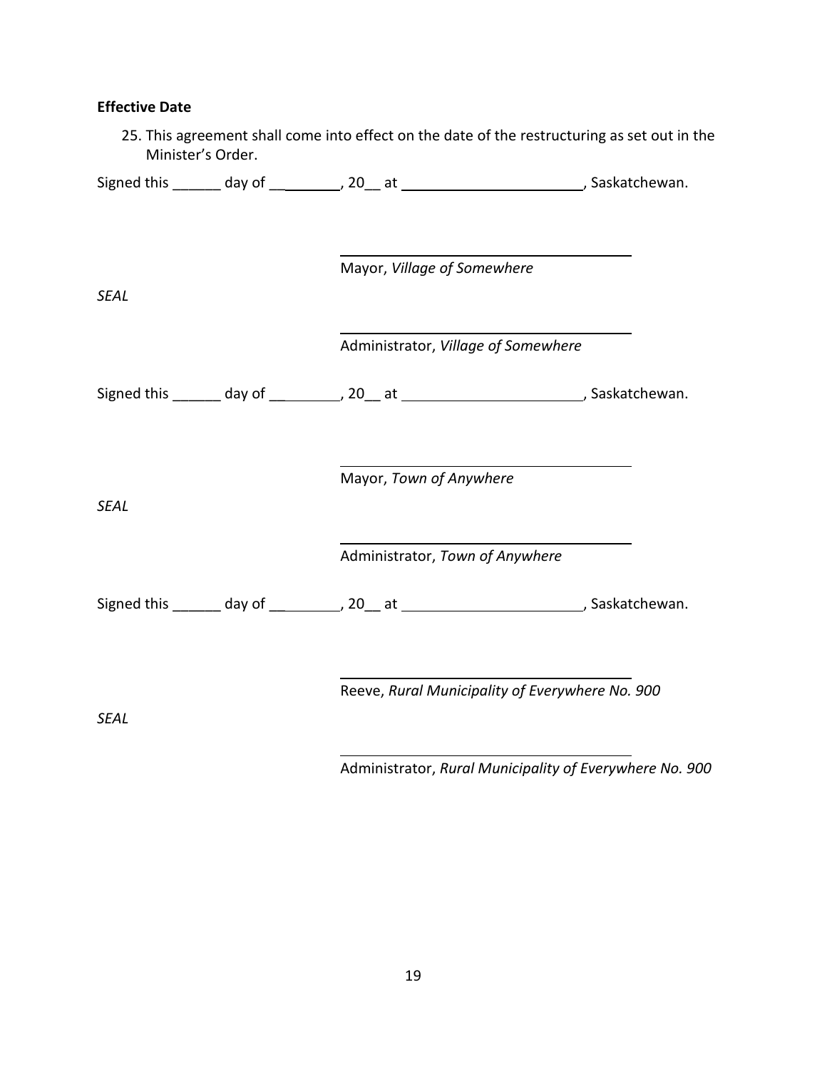**Effective Date**

25. This agreement shall come into effect on the date of the restructuring as set out in the Minister's Order.

Signed this ______ day of _________, 20__ at _______________________, Saskatchewan.

_________________________________

Mayor, *Village of Somewhere*

*SEAL*

_________________________________

Administrator, *Village of Somewhere*

Signed this ______ day of _________, 20__ at _______________________, Saskatchewan.

_________________________________

Mayor, *Town of Anywhere*

*SEAL*

_________________________________

Administrator, *Town of Anywhere*

Signed this ______ day of _________, 20__ at _______________________, Saskatchewan.

_________________________________

Reeve, *Rural Municipality of Everywhere No. 900*

*SEAL*

_________________________________

Administrator, *Rural Municipality of Everywhere No. 900*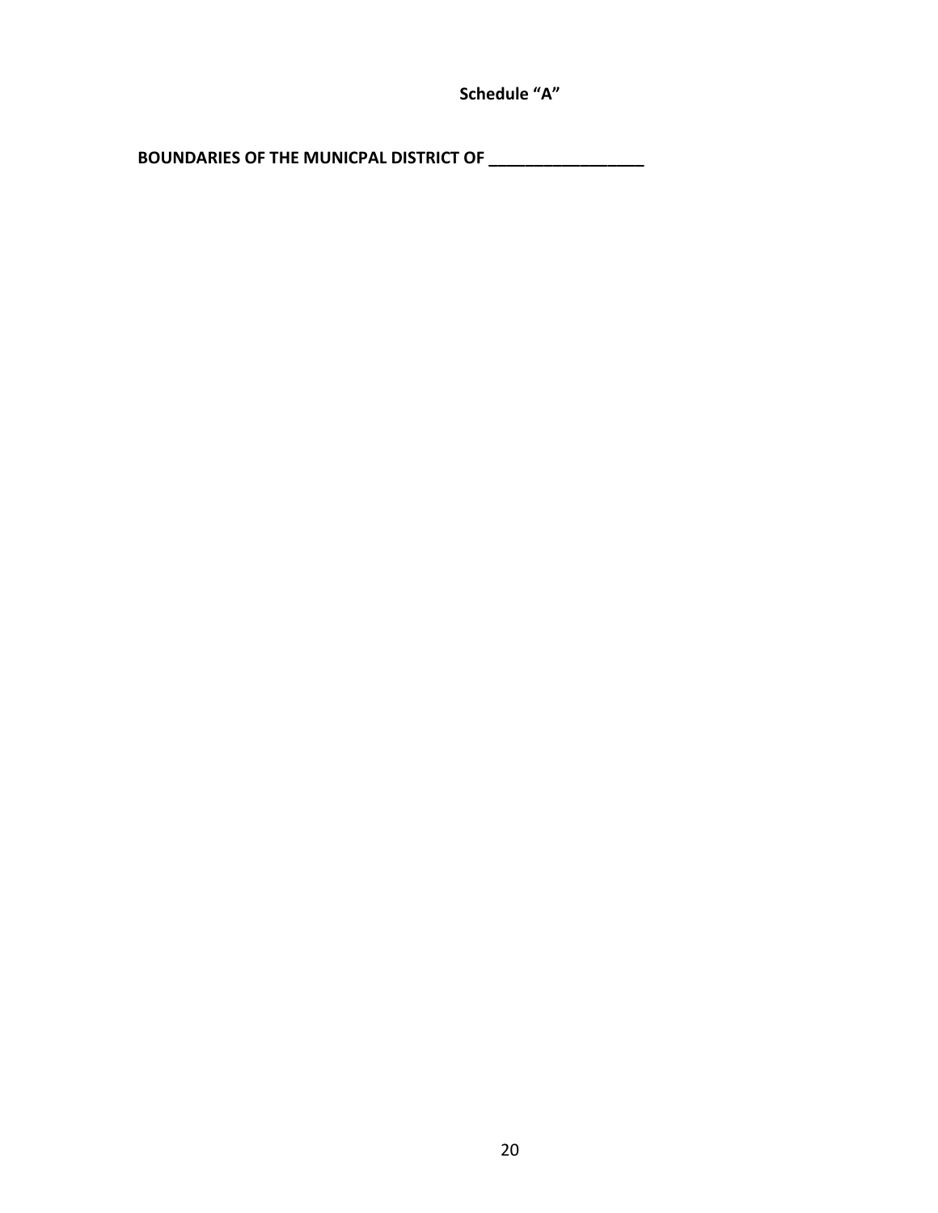**Schedule "A"**

**BOUNDARIES OF THE MUNICPAL DISTRICT OF __________________**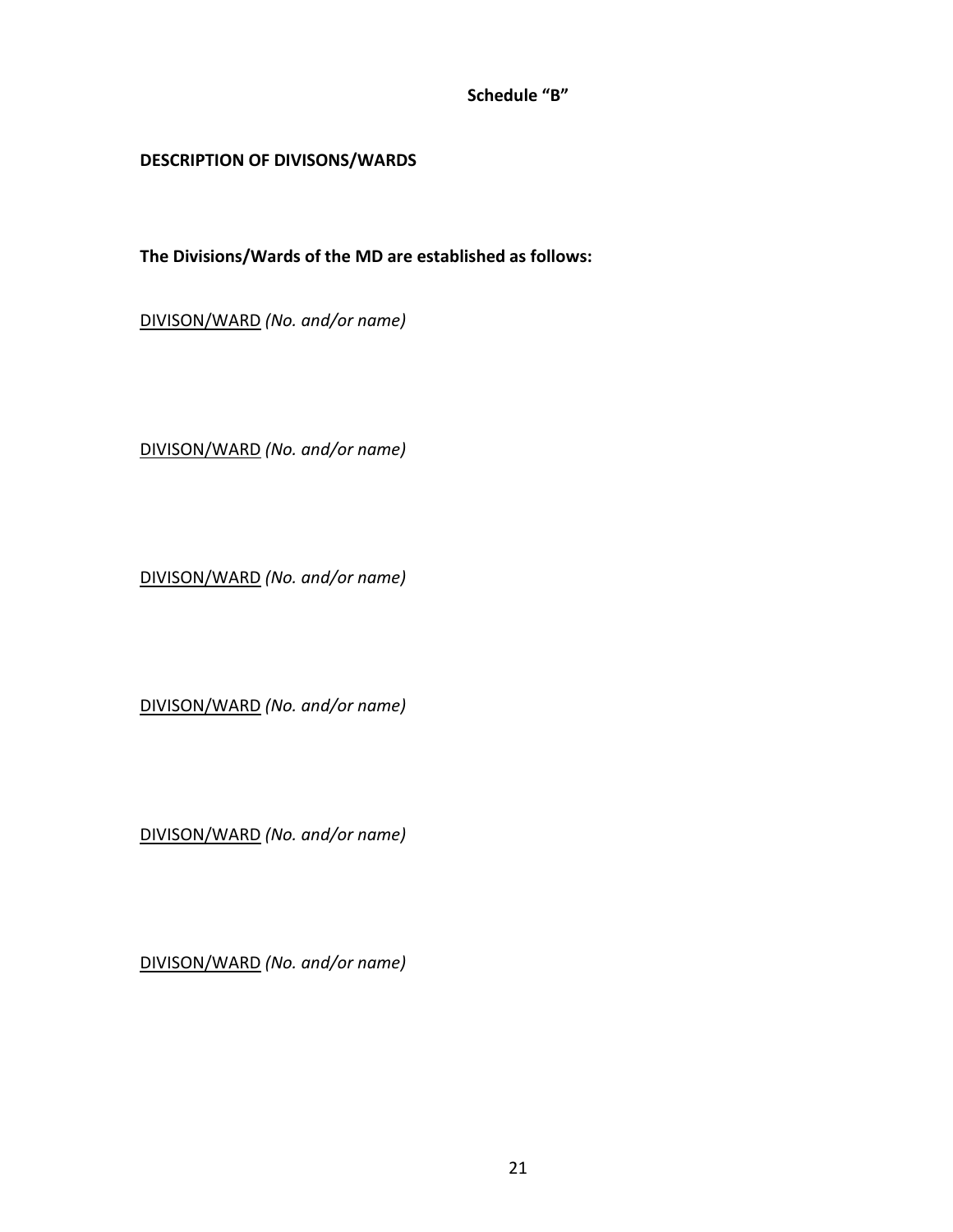**Schedule "B"**

**DESCRIPTION OF DIVISONS/WARDS**

**The Divisions/Wards of the MD are established as follows:**

DIVISON/WARD *(No. and/or name)*

DIVISON/WARD *(No. and/or name)*

DIVISON/WARD *(No. and/or name)*

DIVISON/WARD *(No. and/or name)*

DIVISON/WARD *(No. and/or name)*

DIVISON/WARD *(No. and/or name)*